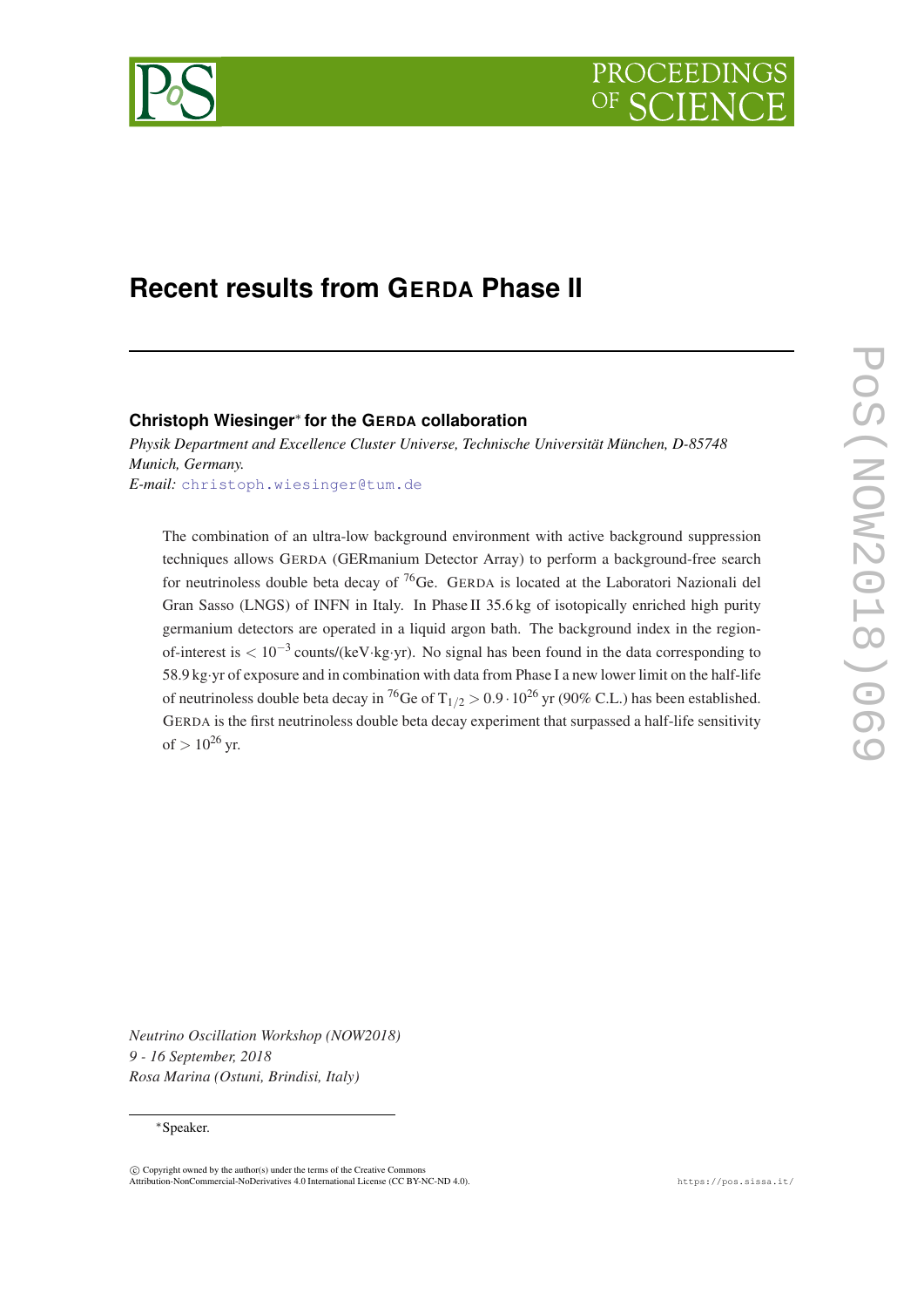# Recent results from GERDA Phase II

**Christoph Wiesinger**[*] **for the GERDA collaboration**

*Physik Department and Excellence Cluster Universe, Technische Universität München, D-85748 Munich, Germany.*

*E-mail:* christoph.wiesinger@tum.de

The combination of an ultra-low background environment with active background suppression techniques allows GERDA (GERmanium Detector Array) to perform a background-free search for neutrinoless double beta decay of $^{76}$Ge. GERDA is located at the Laboratori Nazionali del Gran Sasso (LNGS) of INFN in Italy. In Phase II 35.6 kg of isotopically enriched high purity germanium detectors are operated in a liquid argon bath. The background index in the region-of-interest is $< 10^{-3}$ counts/(keV·kg·yr). No signal has been found in the data corresponding to 58.9 kg·yr of exposure and in combination with data from Phase I a new lower limit on the half-life of neutrinoless double beta decay in $^{76}$Ge of $T_{1/2} > 0.9 \cdot 10^{26}$ yr (90% C.L.) has been established. GERDA is the first neutrinoless double beta decay experiment that surpassed a half-life sensitivity of $> 10^{26}$ yr.

*Neutrino Oscillation Workshop (NOW2018)*
*9 - 16 September, 2018*
*Rosa Marina (Ostuni, Brindisi, Italy)*

[*]Speaker.

© Copyright owned by the author(s) under the terms of the Creative Commons Attribution-NonCommercial-NoDerivatives 4.0 International License (CC BY-NC-ND 4.0).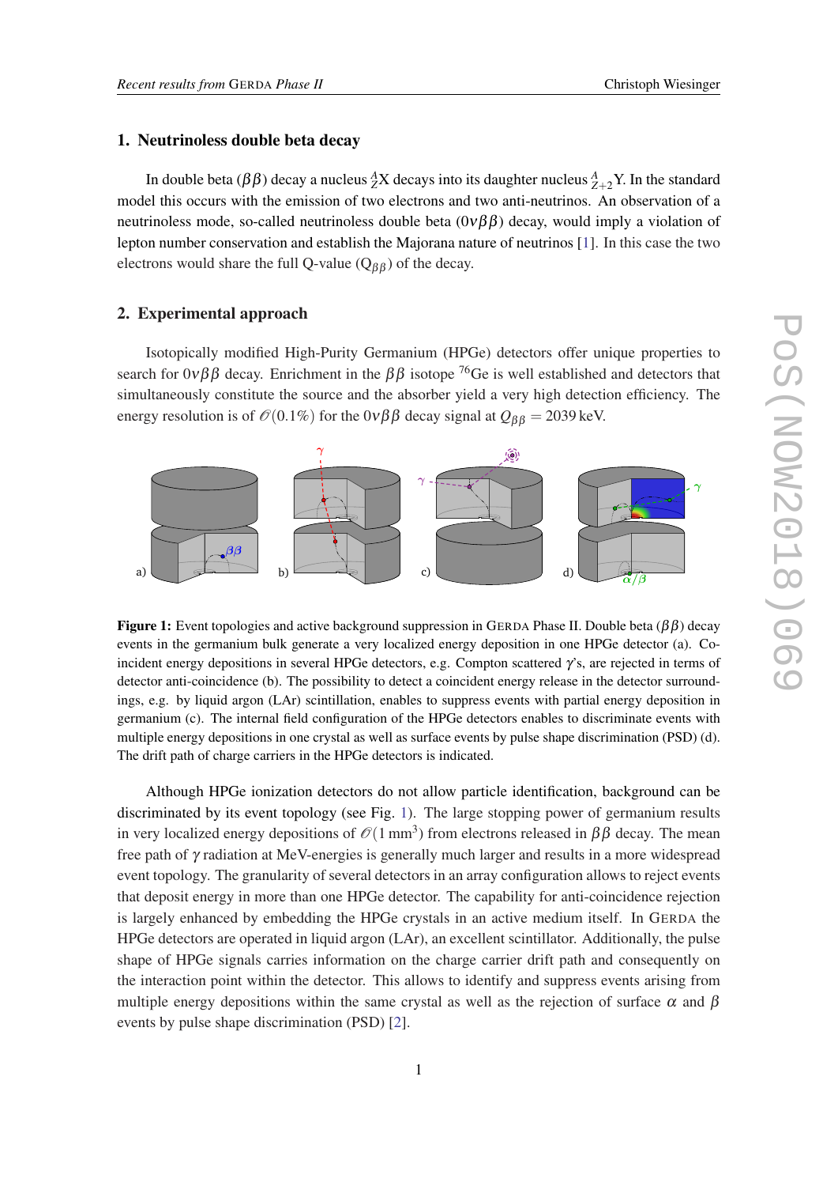## 1. Neutrinoless double beta decay

In double beta ($\beta\beta$) decay a nucleus ${}^{A}_{Z}$X decays into its daughter nucleus ${}^{A}_{Z+2}$Y. In the standard model this occurs with the emission of two electrons and two anti-neutrinos. An observation of a neutrinoless mode, so-called neutrinoless double beta ($0\nu\beta\beta$) decay, would imply a violation of lepton number conservation and establish the Majorana nature of neutrinos [1]. In this case the two electrons would share the full Q-value ($Q_{\beta\beta}$) of the decay.

## 2. Experimental approach

Isotopically modified High-Purity Germanium (HPGe) detectors offer unique properties to search for $0\nu\beta\beta$ decay. Enrichment in the $\beta\beta$ isotope $^{76}$Ge is well established and detectors that simultaneously constitute the source and the absorber yield a very high detection efficiency. The energy resolution is of $\mathcal{O}(0.1\%)$ for the $0\nu\beta\beta$ decay signal at $Q_{\beta\beta} = 2039$ keV.

**Figure 1:** Event topologies and active background suppression in GERDA Phase II. Double beta ($\beta\beta$) decay events in the germanium bulk generate a very localized energy deposition in one HPGe detector (a). Coincident energy depositions in several HPGe detectors, e.g. Compton scattered $\gamma$'s, are rejected in terms of detector anti-coincidence (b). The possibility to detect a coincident energy release in the detector surroundings, e.g. by liquid argon (LAr) scintillation, enables to suppress events with partial energy deposition in germanium (c). The internal field configuration of the HPGe detectors enables to discriminate events with multiple energy depositions in one crystal as well as surface events by pulse shape discrimination (PSD) (d). The drift path of charge carriers in the HPGe detectors is indicated.

Although HPGe ionization detectors do not allow particle identification, background can be discriminated by its event topology (see Fig. 1). The large stopping power of germanium results in very localized energy depositions of $\mathcal{O}(1\,\text{mm}^3)$ from electrons released in $\beta\beta$ decay. The mean free path of $\gamma$ radiation at MeV-energies is generally much larger and results in a more widespread event topology. The granularity of several detectors in an array configuration allows to reject events that deposit energy in more than one HPGe detector. The capability for anti-coincidence rejection is largely enhanced by embedding the HPGe crystals in an active medium itself. In GERDA the HPGe detectors are operated in liquid argon (LAr), an excellent scintillator. Additionally, the pulse shape of HPGe signals carries information on the charge carrier drift path and consequently on the interaction point within the detector. This allows to identify and suppress events arising from multiple energy depositions within the same crystal as well as the rejection of surface $\alpha$ and $\beta$ events by pulse shape discrimination (PSD) [2].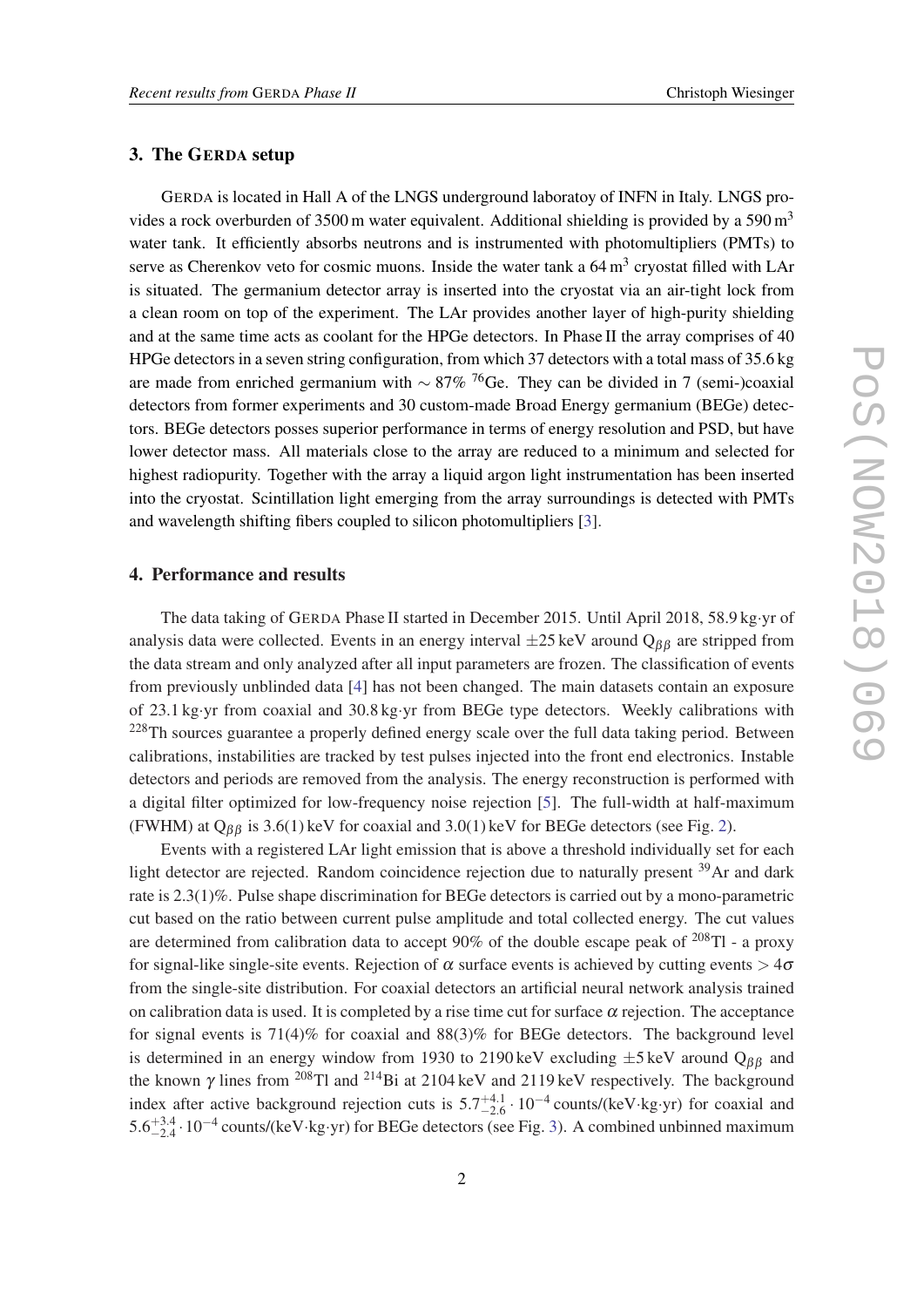## 3. The GERDA setup

GERDA is located in Hall A of the LNGS underground laboratoy of INFN in Italy. LNGS provides a rock overburden of 3500 m water equivalent. Additional shielding is provided by a 590 m$^3$ water tank. It efficiently absorbs neutrons and is instrumented with photomultipliers (PMTs) to serve as Cherenkov veto for cosmic muons. Inside the water tank a 64 m$^3$ cryostat filled with LAr is situated. The germanium detector array is inserted into the cryostat via an air-tight lock from a clean room on top of the experiment. The LAr provides another layer of high-purity shielding and at the same time acts as coolant for the HPGe detectors. In Phase II the array comprises of 40 HPGe detectors in a seven string configuration, from which 37 detectors with a total mass of 35.6 kg are made from enriched germanium with $\sim 87\%$ $^{76}$Ge. They can be divided in 7 (semi-)coaxial detectors from former experiments and 30 custom-made Broad Energy germanium (BEGe) detectors. BEGe detectors posses superior performance in terms of energy resolution and PSD, but have lower detector mass. All materials close to the array are reduced to a minimum and selected for highest radiopurity. Together with the array a liquid argon light instrumentation has been inserted into the cryostat. Scintillation light emerging from the array surroundings is detected with PMTs and wavelength shifting fibers coupled to silicon photomultipliers [3].

## 4. Performance and results

The data taking of GERDA Phase II started in December 2015. Until April 2018, 58.9 kg·yr of analysis data were collected. Events in an energy interval $\pm 25$ keV around $Q_{\beta\beta}$ are stripped from the data stream and only analyzed after all input parameters are frozen. The classification of events from previously unblinded data [4] has not been changed. The main datasets contain an exposure of 23.1 kg·yr from coaxial and 30.8 kg·yr from BEGe type detectors. Weekly calibrations with $^{228}$Th sources guarantee a properly defined energy scale over the full data taking period. Between calibrations, instabilities are tracked by test pulses injected into the front end electronics. Instable detectors and periods are removed from the analysis. The energy reconstruction is performed with a digital filter optimized for low-frequency noise rejection [5]. The full-width at half-maximum (FWHM) at $Q_{\beta\beta}$ is 3.6(1) keV for coaxial and 3.0(1) keV for BEGe detectors (see Fig. 2).

Events with a registered LAr light emission that is above a threshold individually set for each light detector are rejected. Random coincidence rejection due to naturally present $^{39}$Ar and dark rate is 2.3(1)%. Pulse shape discrimination for BEGe detectors is carried out by a mono-parametric cut based on the ratio between current pulse amplitude and total collected energy. The cut values are determined from calibration data to accept 90% of the double escape peak of $^{208}$Tl - a proxy for signal-like single-site events. Rejection of $\alpha$ surface events is achieved by cutting events $> 4\sigma$ from the single-site distribution. For coaxial detectors an artificial neural network analysis trained on calibration data is used. It is completed by a rise time cut for surface $\alpha$ rejection. The acceptance for signal events is 71(4)% for coaxial and 88(3)% for BEGe detectors. The background level is determined in an energy window from 1930 to 2190 keV excluding $\pm 5$ keV around $Q_{\beta\beta}$ and the known $\gamma$ lines from $^{208}$Tl and $^{214}$Bi at 2104 keV and 2119 keV respectively. The background index after active background rejection cuts is $5.7^{+4.1}_{-2.6} \cdot 10^{-4}$ counts/(keV·kg·yr) for coaxial and $5.6^{+3.4}_{-2.4} \cdot 10^{-4}$ counts/(keV·kg·yr) for BEGe detectors (see Fig. 3). A combined unbinned maximum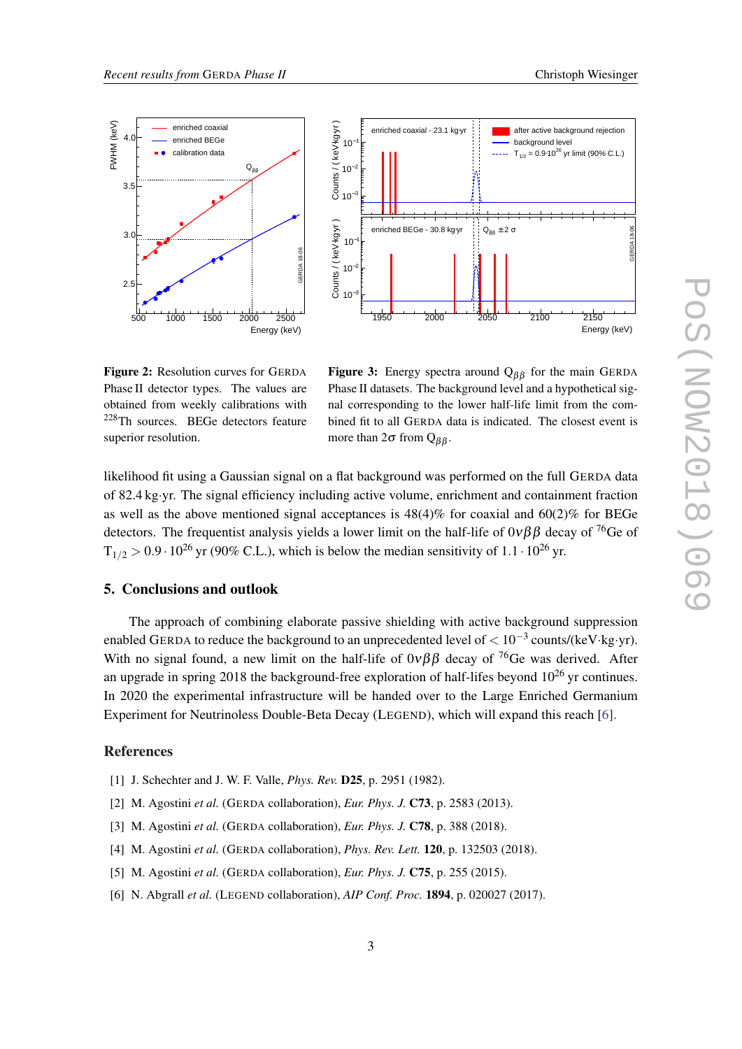FWHM (keV)

4.0

3.5

3.0

2.5

500 1000 1500 2000 2500

Energy (keV)

enriched coaxial

enriched BEGe

calibration data

$Q_{\beta\beta}$

GERDA 18-06

Counts / ( keV kg yr )

enriched coaxial - 23.1 kg·yr

after active background rejection

background level

$T_{1/2} = 0.9 \cdot 10^{26}$ yr limit (90% C.L.)

enriched BEGe - 30.8 kg·yr

$Q_{\beta\beta} \pm 2\,\sigma$

$10^{-1}$ $10^{-2}$ $10^{-3}$

1950 2000 2050 2100 2150

Energy (keV)

GERDA 18-06

**Figure 2:** Resolution curves for GERDA Phase II detector types. The values are obtained from weekly calibrations with $^{228}$Th sources. BEGe detectors feature superior resolution.

**Figure 3:** Energy spectra around $Q_{\beta\beta}$ for the main GERDA Phase II datasets. The background level and a hypothetical signal corresponding to the lower half-life limit from the combined fit to all GERDA data is indicated. The closest event is more than $2\sigma$ from $Q_{\beta\beta}$.

likelihood fit using a Gaussian signal on a flat background was performed on the full GERDA data of 82.4 kg·yr. The signal efficiency including active volume, enrichment and containment fraction as well as the above mentioned signal acceptances is 48(4)% for coaxial and 60(2)% for BEGe detectors. The frequentist analysis yields a lower limit on the half-life of $0\nu\beta\beta$ decay of $^{76}$Ge of $T_{1/2} > 0.9 \cdot 10^{26}$ yr (90% C.L.), which is below the median sensitivity of $1.1 \cdot 10^{26}$ yr.

## 5. Conclusions and outlook

The approach of combining elaborate passive shielding with active background suppression enabled GERDA to reduce the background to an unprecedented level of $< 10^{-3}$ counts/(keV·kg·yr). With no signal found, a new limit on the half-life of $0\nu\beta\beta$ decay of $^{76}$Ge was derived. After an upgrade in spring 2018 the background-free exploration of half-lifes beyond $10^{26}$ yr continues. In 2020 the experimental infrastructure will be handed over to the Large Enriched Germanium Experiment for Neutrinoless Double-Beta Decay (LEGEND), which will expand this reach [6].

## References

[1] J. Schechter and J. W. F. Valle, *Phys. Rev.* **D25**, p. 2951 (1982).

[2] M. Agostini *et al.* (GERDA collaboration), *Eur. Phys. J.* **C73**, p. 2583 (2013).

[3] M. Agostini *et al.* (GERDA collaboration), *Eur. Phys. J.* **C78**, p. 388 (2018).

[4] M. Agostini *et al.* (GERDA collaboration), *Phys. Rev. Lett.* **120**, p. 132503 (2018).

[5] M. Agostini *et al.* (GERDA collaboration), *Eur. Phys. J.* **C75**, p. 255 (2015).

[6] N. Abgrall *et al.* (LEGEND collaboration), *AIP Conf. Proc.* **1894**, p. 020027 (2017).